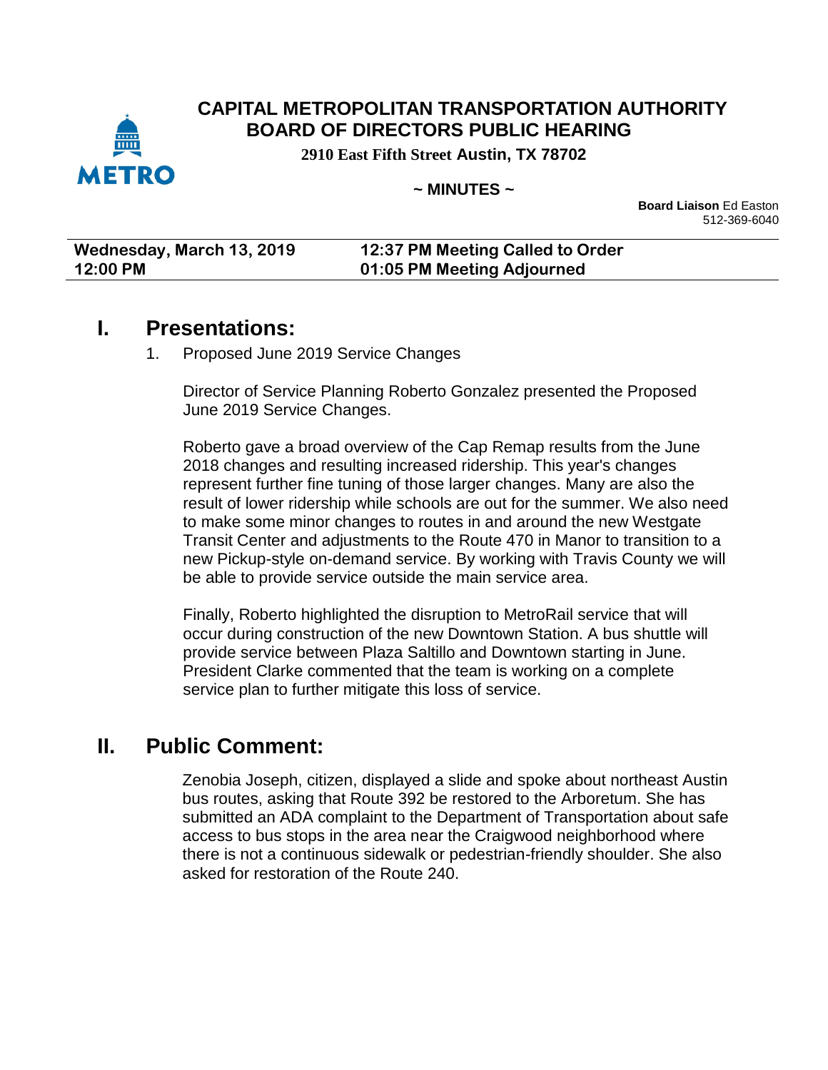# CAPITAL METROPOLITAN TRANSPORTATION AUTHORITY
# BOARD OF DIRECTORS PUBLIC HEARING

**2910 East Fifth Street Austin, TX 78702**

**~ MINUTES ~**

**Board Liaison** Ed Easton
512-369-6040

| **Wednesday, March 13, 2019** | **12:37 PM Meeting Called to Order** |
|---|---|
| **12:00 PM** | **01:05 PM Meeting Adjourned** |

## I. Presentations:

1. Proposed June 2019 Service Changes

   Director of Service Planning Roberto Gonzalez presented the Proposed June 2019 Service Changes.

   Roberto gave a broad overview of the Cap Remap results from the June 2018 changes and resulting increased ridership. This year's changes represent further fine tuning of those larger changes. Many are also the result of lower ridership while schools are out for the summer. We also need to make some minor changes to routes in and around the new Westgate Transit Center and adjustments to the Route 470 in Manor to transition to a new Pickup-style on-demand service. By working with Travis County we will be able to provide service outside the main service area.

   Finally, Roberto highlighted the disruption to MetroRail service that will occur during construction of the new Downtown Station. A bus shuttle will provide service between Plaza Saltillo and Downtown starting in June. President Clarke commented that the team is working on a complete service plan to further mitigate this loss of service.

## II. Public Comment:

Zenobia Joseph, citizen, displayed a slide and spoke about northeast Austin bus routes, asking that Route 392 be restored to the Arboretum. She has submitted an ADA complaint to the Department of Transportation about safe access to bus stops in the area near the Craigwood neighborhood where there is not a continuous sidewalk or pedestrian-friendly shoulder. She also asked for restoration of the Route 240.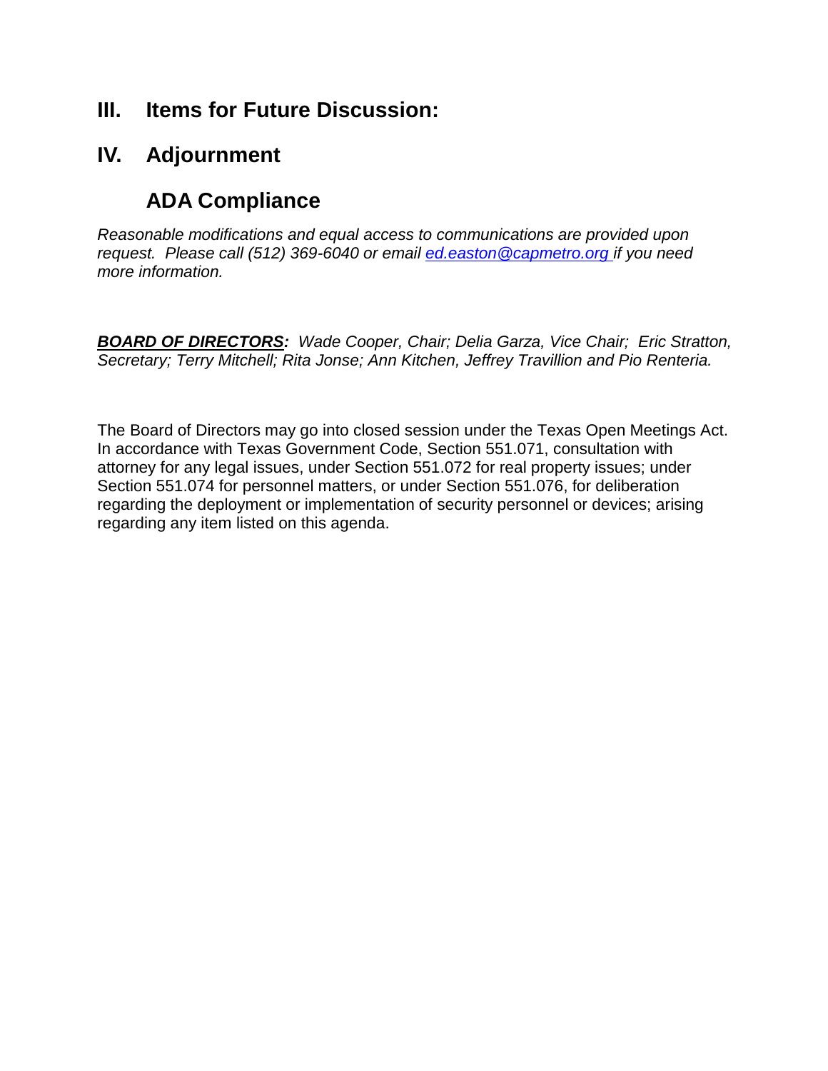## III. Items for Future Discussion:

## IV. Adjournment

## ADA Compliance

*Reasonable modifications and equal access to communications are provided upon request. Please call (512) 369-6040 or email ed.easton@capmetro.org if you need more information.*

***BOARD OF DIRECTORS:*** *Wade Cooper, Chair; Delia Garza, Vice Chair; Eric Stratton, Secretary; Terry Mitchell; Rita Jonse; Ann Kitchen, Jeffrey Travillion and Pio Renteria.*

The Board of Directors may go into closed session under the Texas Open Meetings Act. In accordance with Texas Government Code, Section 551.071, consultation with attorney for any legal issues, under Section 551.072 for real property issues; under Section 551.074 for personnel matters, or under Section 551.076, for deliberation regarding the deployment or implementation of security personnel or devices; arising regarding any item listed on this agenda.